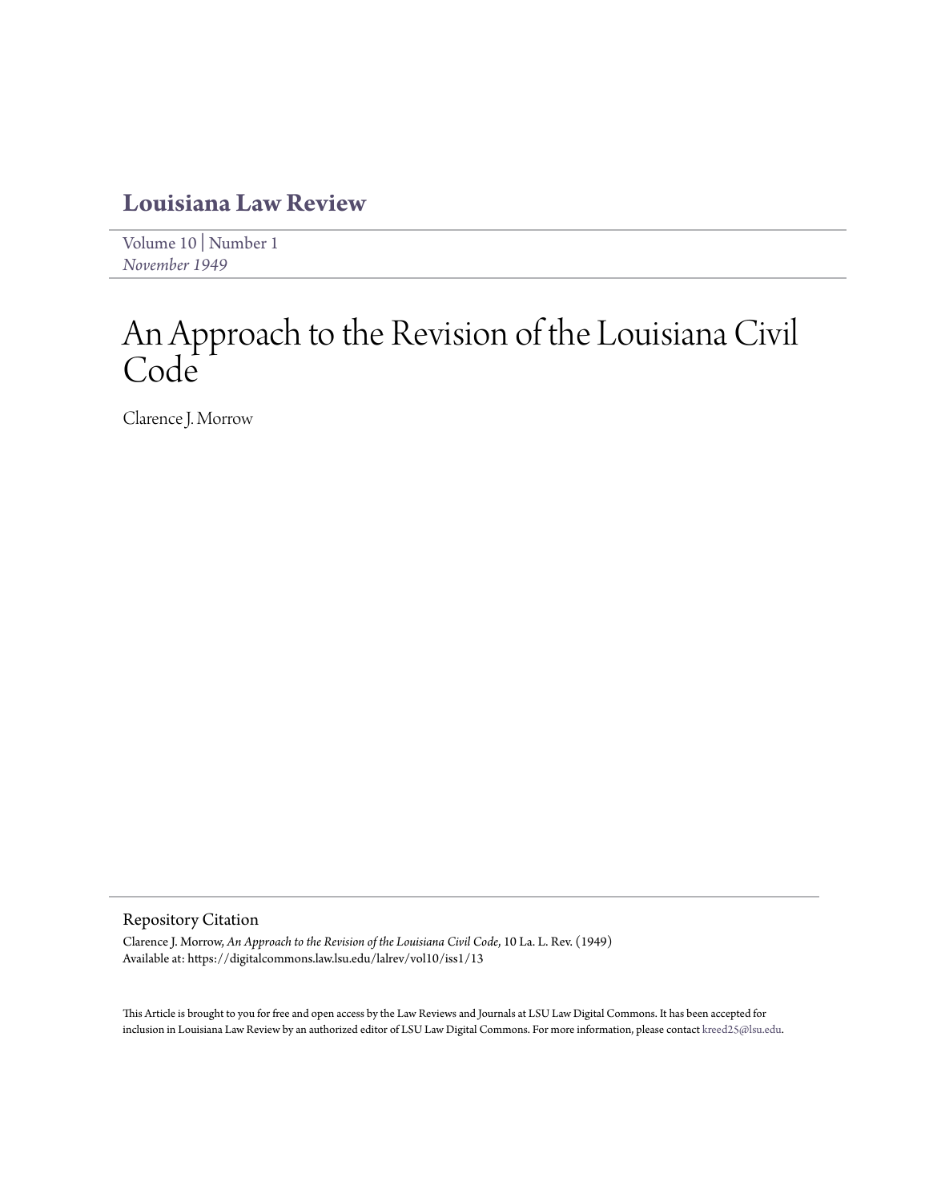# Louisiana Law Review

Volume 10 | Number 1
*November 1949*

# An Approach to the Revision of the Louisiana Civil Code

Clarence J. Morrow

## Repository Citation

Clarence J. Morrow, *An Approach to the Revision of the Louisiana Civil Code*, 10 La. L. Rev. (1949)
Available at: https://digitalcommons.law.lsu.edu/lalrev/vol10/iss1/13

This Article is brought to you for free and open access by the Law Reviews and Journals at LSU Law Digital Commons. It has been accepted for inclusion in Louisiana Law Review by an authorized editor of LSU Law Digital Commons. For more information, please contact kreed25@lsu.edu.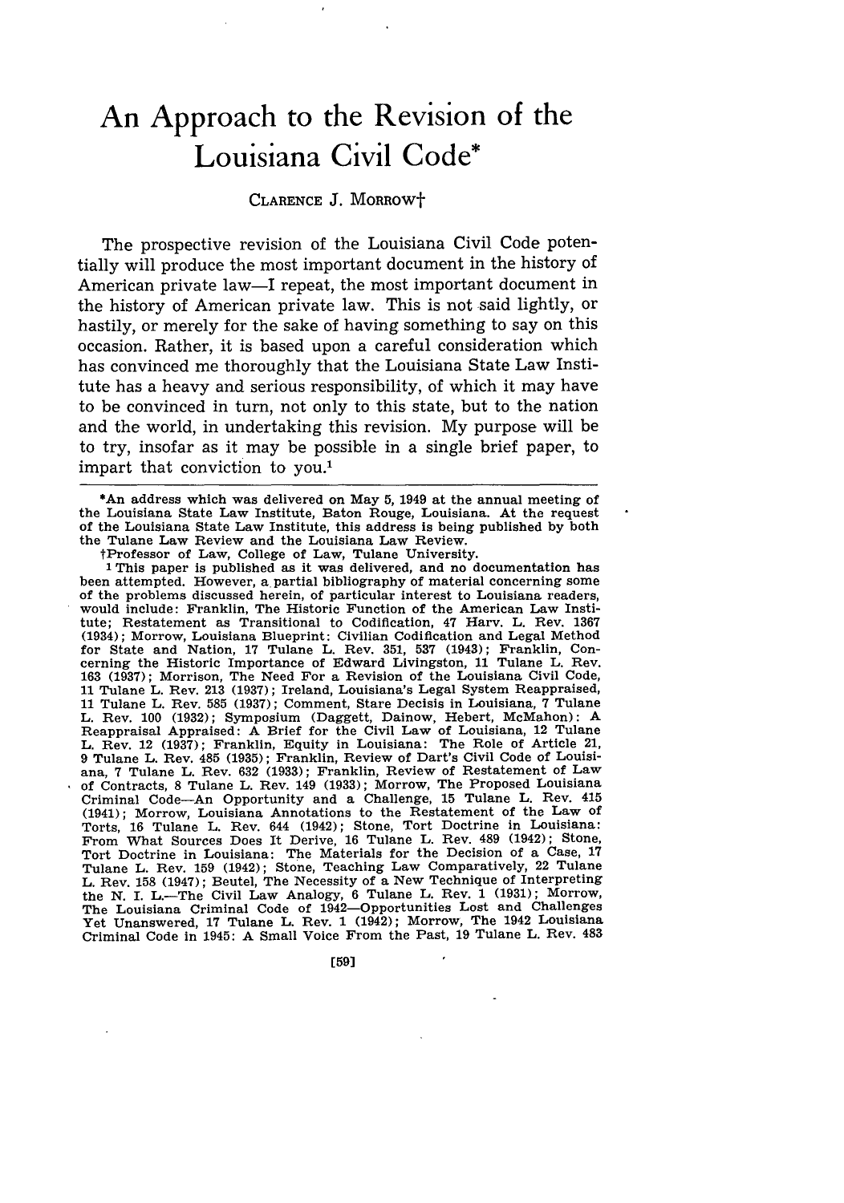# An Approach to the Revision of the Louisiana Civil Code*

CLARENCE J. MORROW†

The prospective revision of the Louisiana Civil Code potentially will produce the most important document in the history of American private law—I repeat, the most important document in the history of American private law. This is not said lightly, or hastily, or merely for the sake of having something to say on this occasion. Rather, it is based upon a careful consideration which has convinced me thoroughly that the Louisiana State Law Institute has a heavy and serious responsibility, of which it may have to be convinced in turn, not only to this state, but to the nation and the world, in undertaking this revision. My purpose will be to try, insofar as it may be possible in a single brief paper, to impart that conviction to you.[1]

---

*An address which was delivered on May 5, 1949 at the annual meeting of the Louisiana State Law Institute, Baton Rouge, Louisiana. At the request of the Louisiana State Law Institute, this address is being published by both the Tulane Law Review and the Louisiana Law Review.

†Professor of Law, College of Law, Tulane University.

[1] This paper is published as it was delivered, and no documentation has been attempted. However, a partial bibliography of material concerning some of the problems discussed herein, of particular interest to Louisiana readers, would include: Franklin, The Historic Function of the American Law Institute; Restatement as Transitional to Codification, 47 Harv. L. Rev. 1367 (1934); Morrow, Louisiana Blueprint: Civilian Codification and Legal Method for State and Nation, 17 Tulane L. Rev. 351, 537 (1943); Franklin, Concerning the Historic Importance of Edward Livingston, 11 Tulane L. Rev. 163 (1937); Morrison, The Need For a Revision of the Louisiana Civil Code, 11 Tulane L. Rev. 213 (1937); Ireland, Louisiana's Legal System Reappraised, 11 Tulane L. Rev. 585 (1937); Comment, Stare Decisis in Louisiana, 7 Tulane L. Rev. 100 (1932); Symposium (Daggett, Dainow, Hebert, McMahon): A Reappraisal Appraised: A Brief for the Civil Law of Louisiana, 12 Tulane L. Rev. 12 (1937); Franklin, Equity in Louisiana: The Role of Article 21, 9 Tulane L. Rev. 485 (1935); Franklin, Review of Dart's Civil Code of Louisiana, 7 Tulane L. Rev. 632 (1933); Franklin, Review of Restatement of Law of Contracts, 8 Tulane L. Rev. 149 (1933); Morrow, The Proposed Louisiana Criminal Code—An Opportunity and a Challenge, 15 Tulane L. Rev. 415 (1941); Morrow, Louisiana Annotations to the Restatement of the Law of Torts, 16 Tulane L. Rev. 644 (1942); Stone, Tort Doctrine in Louisiana: From What Sources Does It Derive, 16 Tulane L. Rev. 489 (1942); Stone, Tort Doctrine in Louisiana: The Materials for the Decision of a Case, 17 Tulane L. Rev. 159 (1942); Stone, Teaching Law Comparatively, 22 Tulane L. Rev. 158 (1947); Beutel, The Necessity of a New Technique of Interpreting the N. I. L.—The Civil Law Analogy, 6 Tulane L. Rev. 1 (1931); Morrow, The Louisiana Criminal Code of 1942—Opportunities Lost and Challenges Yet Unanswered, 17 Tulane L. Rev. 1 (1942); Morrow, The 1942 Louisiana Criminal Code in 1945: A Small Voice From the Past, 19 Tulane L. Rev. 483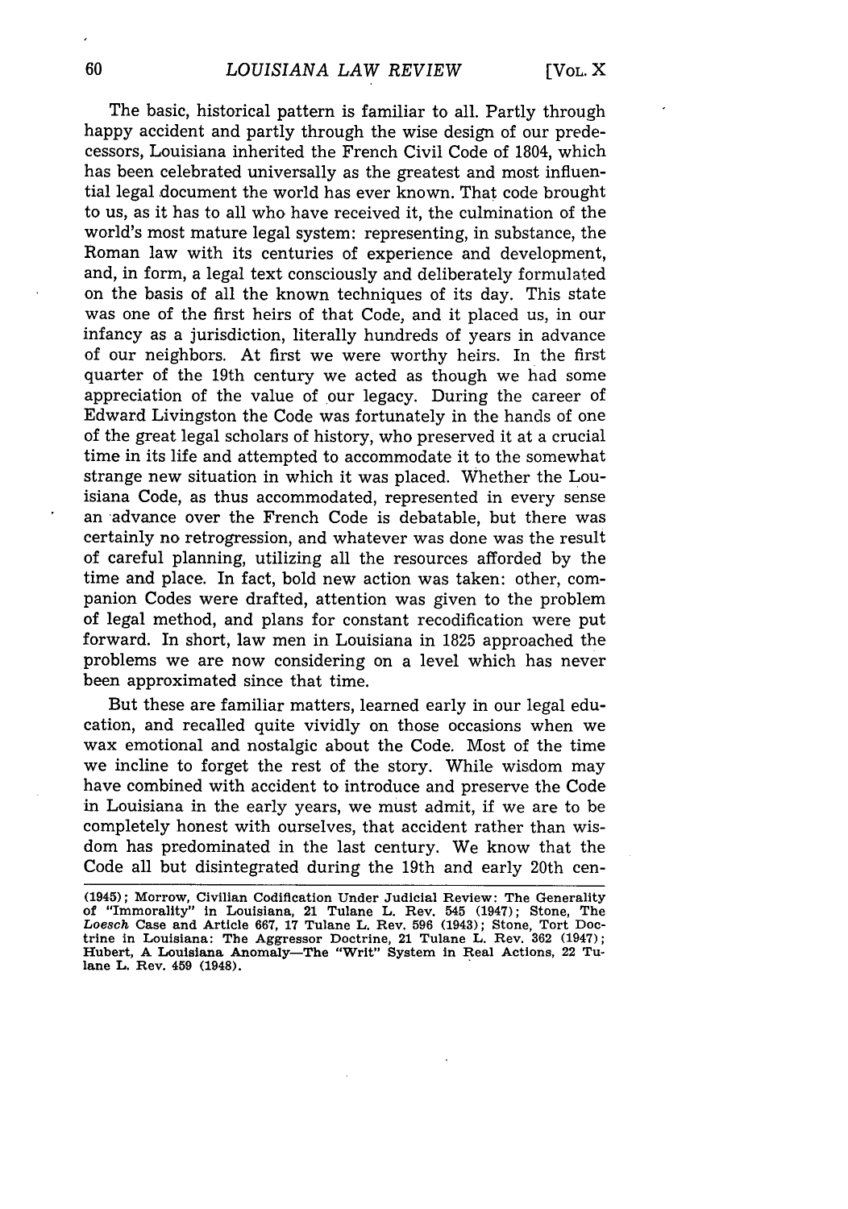The basic, historical pattern is familiar to all. Partly through happy accident and partly through the wise design of our predecessors, Louisiana inherited the French Civil Code of 1804, which has been celebrated universally as the greatest and most influential legal document the world has ever known. That code brought to us, as it has to all who have received it, the culmination of the world's most mature legal system: representing, in substance, the Roman law with its centuries of experience and development, and, in form, a legal text consciously and deliberately formulated on the basis of all the known techniques of its day. This state was one of the first heirs of that Code, and it placed us, in our infancy as a jurisdiction, literally hundreds of years in advance of our neighbors. At first we were worthy heirs. In the first quarter of the 19th century we acted as though we had some appreciation of the value of our legacy. During the career of Edward Livingston the Code was fortunately in the hands of one of the great legal scholars of history, who preserved it at a crucial time in its life and attempted to accommodate it to the somewhat strange new situation in which it was placed. Whether the Louisiana Code, as thus accommodated, represented in every sense an advance over the French Code is debatable, but there was certainly no retrogression, and whatever was done was the result of careful planning, utilizing all the resources afforded by the time and place. In fact, bold new action was taken: other, companion Codes were drafted, attention was given to the problem of legal method, and plans for constant recodification were put forward. In short, law men in Louisiana in 1825 approached the problems we are now considering on a level which has never been approximated since that time.

But these are familiar matters, learned early in our legal education, and recalled quite vividly on those occasions when we wax emotional and nostalgic about the Code. Most of the time we incline to forget the rest of the story. While wisdom may have combined with accident to introduce and preserve the Code in Louisiana in the early years, we must admit, if we are to be completely honest with ourselves, that accident rather than wisdom has predominated in the last century. We know that the Code all but disintegrated during the 19th and early 20th cen-

(1945); Morrow, Civilian Codification Under Judicial Review: The Generality of "Immorality" in Louisiana, 21 Tulane L. Rev. 545 (1947); Stone, The *Loesch* Case and Article 667, 17 Tulane L. Rev. 596 (1943); Stone, Tort Doctrine in Louisiana: The Aggressor Doctrine, 21 Tulane L. Rev. 362 (1947); Hubert, A Louisiana Anomaly—The "Writ" System in Real Actions, 22 Tulane L. Rev. 459 (1948).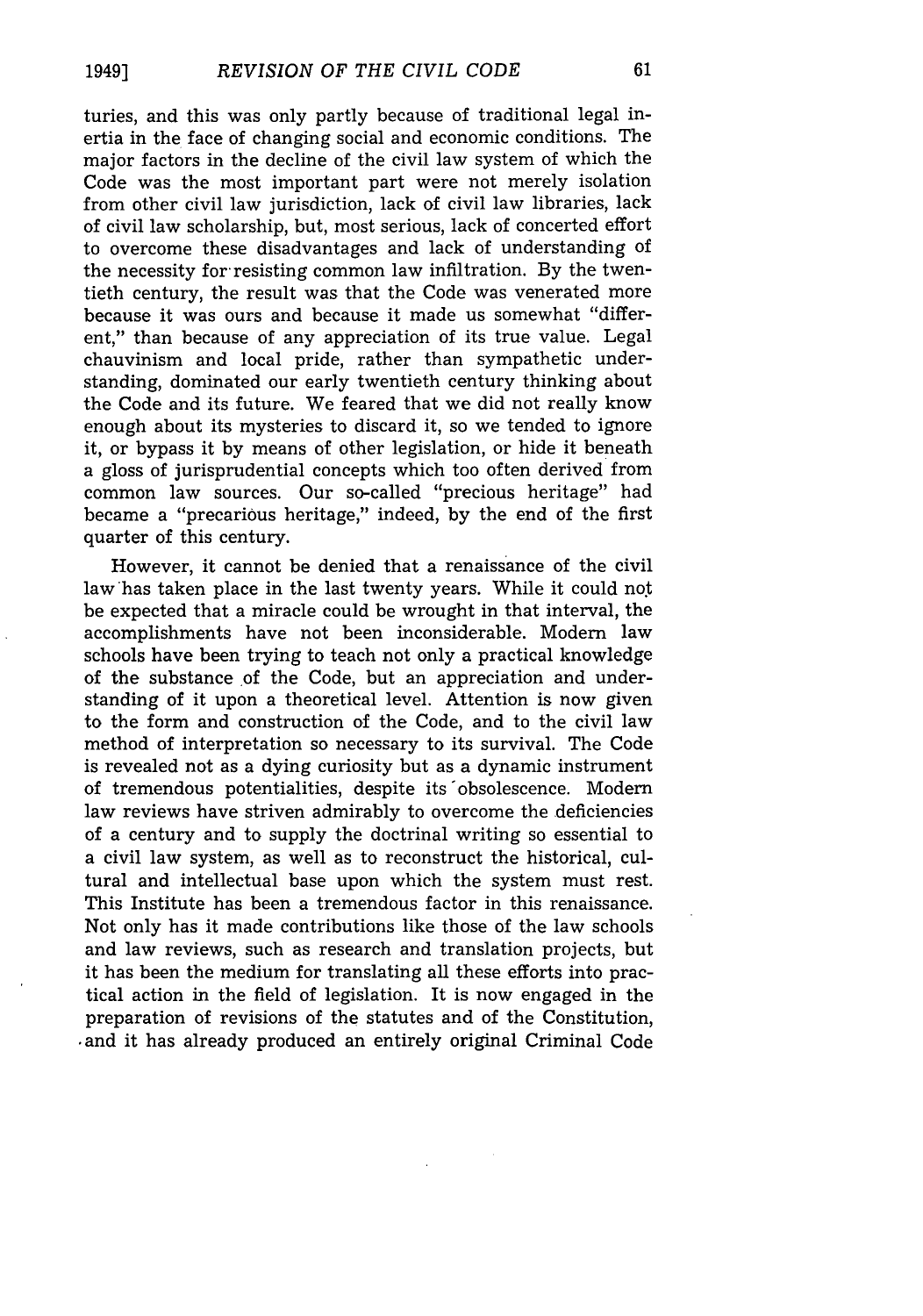turies, and this was only partly because of traditional legal inertia in the face of changing social and economic conditions. The major factors in the decline of the civil law system of which the Code was the most important part were not merely isolation from other civil law jurisdiction, lack of civil law libraries, lack of civil law scholarship, but, most serious, lack of concerted effort to overcome these disadvantages and lack of understanding of the necessity for resisting common law infiltration. By the twentieth century, the result was that the Code was venerated more because it was ours and because it made us somewhat "different," than because of any appreciation of its true value. Legal chauvinism and local pride, rather than sympathetic understanding, dominated our early twentieth century thinking about the Code and its future. We feared that we did not really know enough about its mysteries to discard it, so we tended to ignore it, or bypass it by means of other legislation, or hide it beneath a gloss of jurisprudential concepts which too often derived from common law sources. Our so-called "precious heritage" had became a "precarious heritage," indeed, by the end of the first quarter of this century.

However, it cannot be denied that a renaissance of the civil law has taken place in the last twenty years. While it could not be expected that a miracle could be wrought in that interval, the accomplishments have not been inconsiderable. Modern law schools have been trying to teach not only a practical knowledge of the substance of the Code, but an appreciation and understanding of it upon a theoretical level. Attention is now given to the form and construction of the Code, and to the civil law method of interpretation so necessary to its survival. The Code is revealed not as a dying curiosity but as a dynamic instrument of tremendous potentialities, despite its obsolescence. Modern law reviews have striven admirably to overcome the deficiencies of a century and to supply the doctrinal writing so essential to a civil law system, as well as to reconstruct the historical, cultural and intellectual base upon which the system must rest. This Institute has been a tremendous factor in this renaissance. Not only has it made contributions like those of the law schools and law reviews, such as research and translation projects, but it has been the medium for translating all these efforts into practical action in the field of legislation. It is now engaged in the preparation of revisions of the statutes and of the Constitution, and it has already produced an entirely original Criminal Code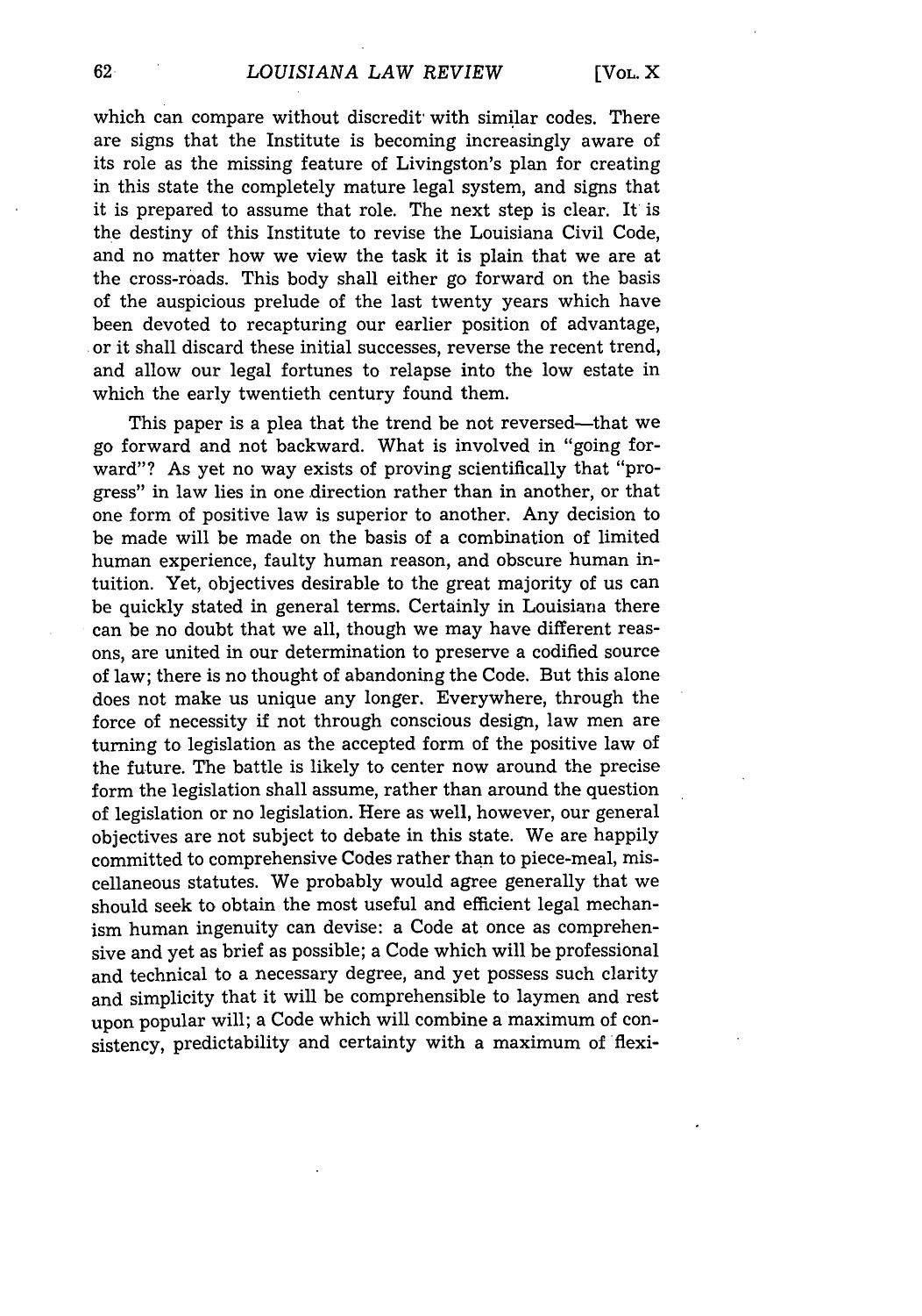which can compare without discredit with similar codes. There are signs that the Institute is becoming increasingly aware of its role as the missing feature of Livingston's plan for creating in this state the completely mature legal system, and signs that it is prepared to assume that role. The next step is clear. It is the destiny of this Institute to revise the Louisiana Civil Code, and no matter how we view the task it is plain that we are at the cross-roads. This body shall either go forward on the basis of the auspicious prelude of the last twenty years which have been devoted to recapturing our earlier position of advantage, or it shall discard these initial successes, reverse the recent trend, and allow our legal fortunes to relapse into the low estate in which the early twentieth century found them.

This paper is a plea that the trend be not reversed—that we go forward and not backward. What is involved in "going forward"? As yet no way exists of proving scientifically that "progress" in law lies in one direction rather than in another, or that one form of positive law is superior to another. Any decision to be made will be made on the basis of a combination of limited human experience, faulty human reason, and obscure human intuition. Yet, objectives desirable to the great majority of us can be quickly stated in general terms. Certainly in Louisiana there can be no doubt that we all, though we may have different reasons, are united in our determination to preserve a codified source of law; there is no thought of abandoning the Code. But this alone does not make us unique any longer. Everywhere, through the force of necessity if not through conscious design, law men are turning to legislation as the accepted form of the positive law of the future. The battle is likely to center now around the precise form the legislation shall assume, rather than around the question of legislation or no legislation. Here as well, however, our general objectives are not subject to debate in this state. We are happily committed to comprehensive Codes rather than to piece-meal, miscellaneous statutes. We probably would agree generally that we should seek to obtain the most useful and efficient legal mechanism human ingenuity can devise: a Code at once as comprehensive and yet as brief as possible; a Code which will be professional and technical to a necessary degree, and yet possess such clarity and simplicity that it will be comprehensible to laymen and rest upon popular will; a Code which will combine a maximum of consistency, predictability and certainty with a maximum of flexi-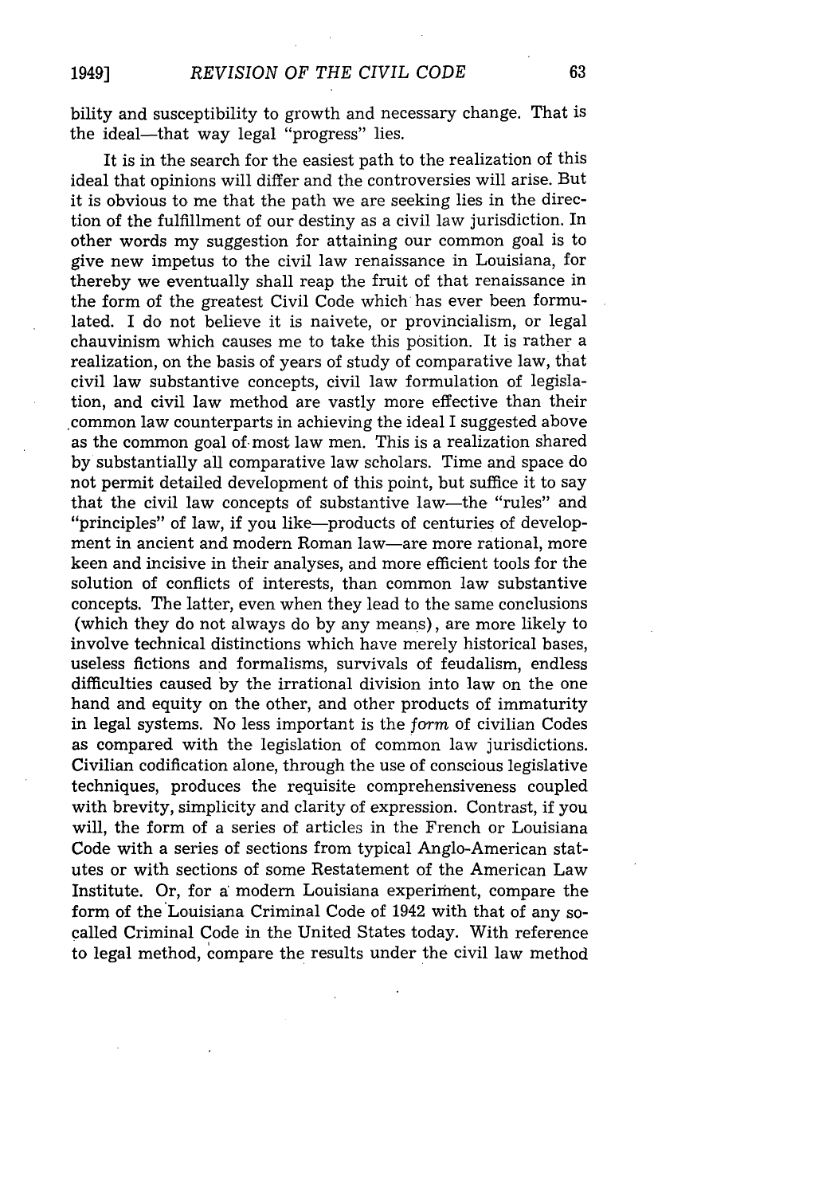bility and susceptibility to growth and necessary change. That is the ideal—that way legal "progress" lies.

It is in the search for the easiest path to the realization of this ideal that opinions will differ and the controversies will arise. But it is obvious to me that the path we are seeking lies in the direction of the fulfillment of our destiny as a civil law jurisdiction. In other words my suggestion for attaining our common goal is to give new impetus to the civil law renaissance in Louisiana, for thereby we eventually shall reap the fruit of that renaissance in the form of the greatest Civil Code which has ever been formulated. I do not believe it is naivete, or provincialism, or legal chauvinism which causes me to take this position. It is rather a realization, on the basis of years of study of comparative law, that civil law substantive concepts, civil law formulation of legislation, and civil law method are vastly more effective than their common law counterparts in achieving the ideal I suggested above as the common goal of most law men. This is a realization shared by substantially all comparative law scholars. Time and space do not permit detailed development of this point, but suffice it to say that the civil law concepts of substantive law—the "rules" and "principles" of law, if you like—products of centuries of development in ancient and modern Roman law—are more rational, more keen and incisive in their analyses, and more efficient tools for the solution of conflicts of interests, than common law substantive concepts. The latter, even when they lead to the same conclusions (which they do not always do by any means), are more likely to involve technical distinctions which have merely historical bases, useless fictions and formalisms, survivals of feudalism, endless difficulties caused by the irrational division into law on the one hand and equity on the other, and other products of immaturity in legal systems. No less important is the *form* of civilian Codes as compared with the legislation of common law jurisdictions. Civilian codification alone, through the use of conscious legislative techniques, produces the requisite comprehensiveness coupled with brevity, simplicity and clarity of expression. Contrast, if you will, the form of a series of articles in the French or Louisiana Code with a series of sections from typical Anglo-American statutes or with sections of some Restatement of the American Law Institute. Or, for a modern Louisiana experiment, compare the form of the Louisiana Criminal Code of 1942 with that of any so-called Criminal Code in the United States today. With reference to legal method, compare the results under the civil law method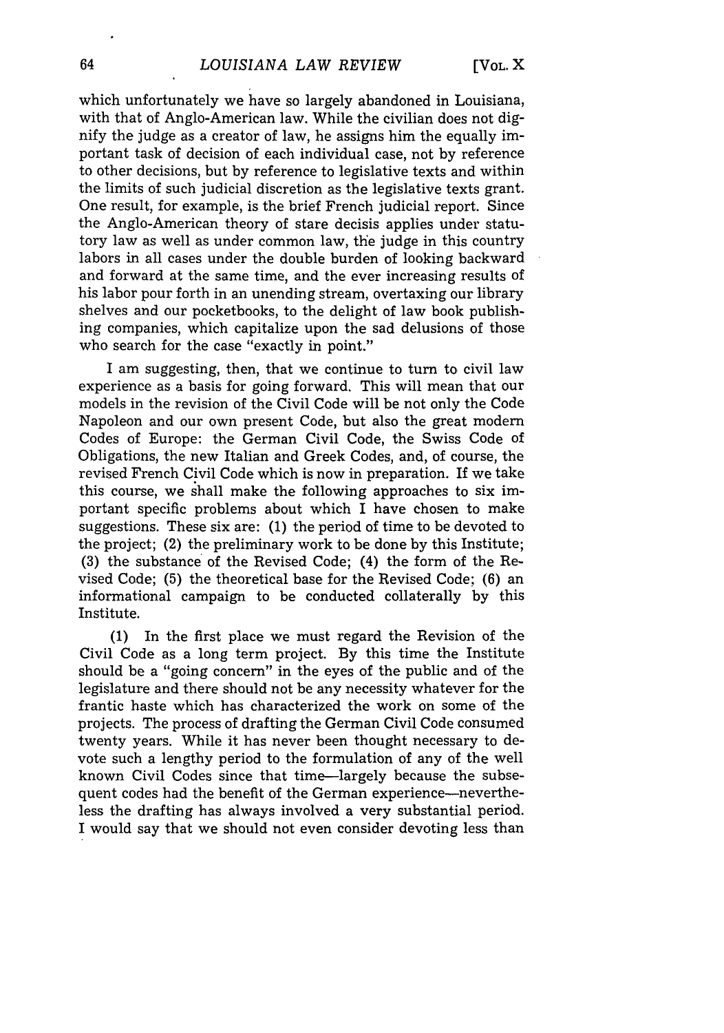which unfortunately we have so largely abandoned in Louisiana, with that of Anglo-American law. While the civilian does not dignify the judge as a creator of law, he assigns him the equally important task of decision of each individual case, not by reference to other decisions, but by reference to legislative texts and within the limits of such judicial discretion as the legislative texts grant. One result, for example, is the brief French judicial report. Since the Anglo-American theory of stare decisis applies under statutory law as well as under common law, the judge in this country labors in all cases under the double burden of looking backward and forward at the same time, and the ever increasing results of his labor pour forth in an unending stream, overtaxing our library shelves and our pocketbooks, to the delight of law book publishing companies, which capitalize upon the sad delusions of those who search for the case "exactly in point."

I am suggesting, then, that we continue to turn to civil law experience as a basis for going forward. This will mean that our models in the revision of the Civil Code will be not only the Code Napoleon and our own present Code, but also the great modern Codes of Europe: the German Civil Code, the Swiss Code of Obligations, the new Italian and Greek Codes, and, of course, the revised French Civil Code which is now in preparation. If we take this course, we shall make the following approaches to six important specific problems about which I have chosen to make suggestions. These six are: (1) the period of time to be devoted to the project; (2) the preliminary work to be done by this Institute; (3) the substance of the Revised Code; (4) the form of the Revised Code; (5) the theoretical base for the Revised Code; (6) an informational campaign to be conducted collaterally by this Institute.

(1) In the first place we must regard the Revision of the Civil Code as a long term project. By this time the Institute should be a "going concern" in the eyes of the public and of the legislature and there should not be any necessity whatever for the frantic haste which has characterized the work on some of the projects. The process of drafting the German Civil Code consumed twenty years. While it has never been thought necessary to devote such a lengthy period to the formulation of any of the well known Civil Codes since that time—largely because the subsequent codes had the benefit of the German experience—nevertheless the drafting has always involved a very substantial period. I would say that we should not even consider devoting less than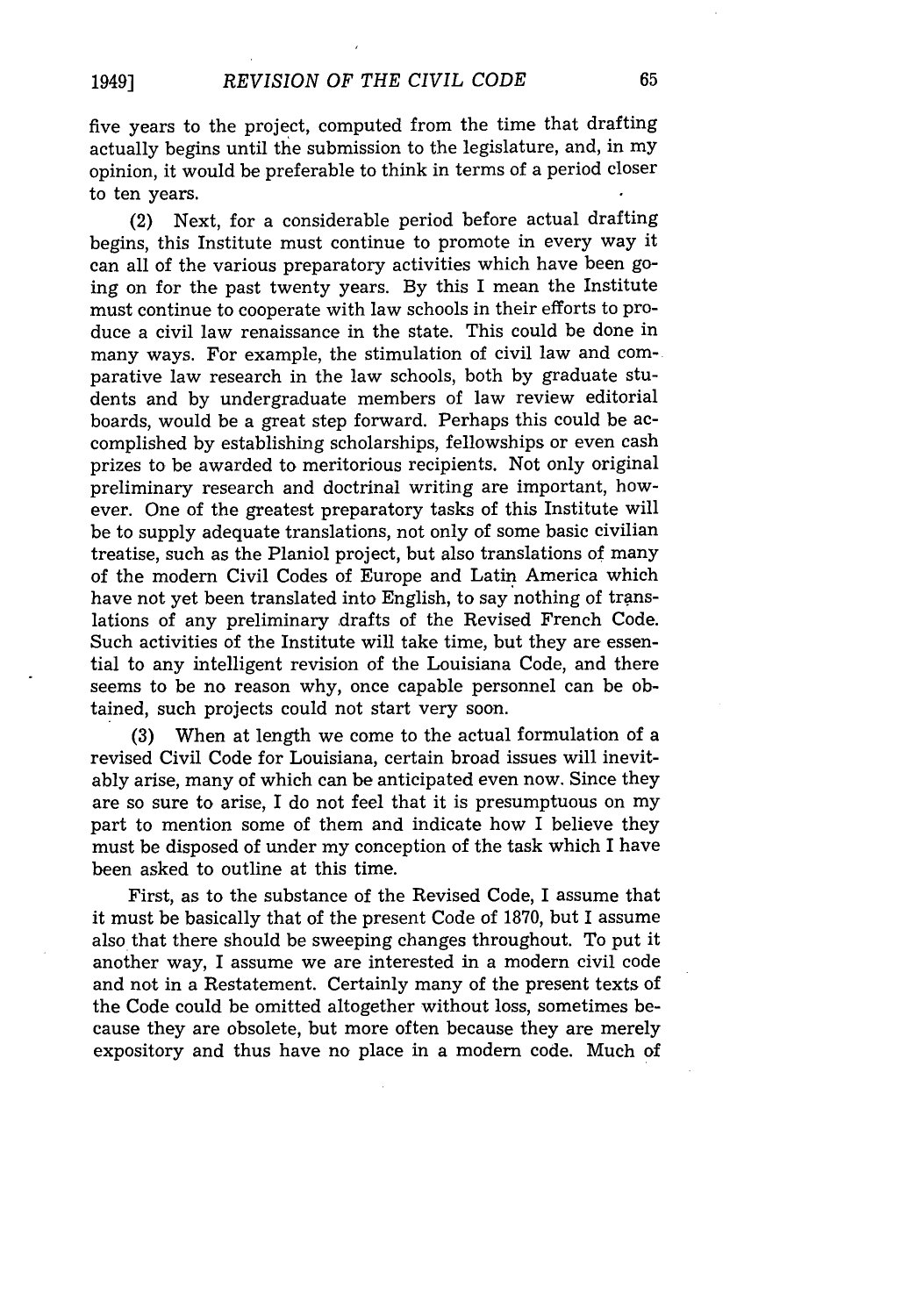five years to the project, computed from the time that drafting actually begins until the submission to the legislature, and, in my opinion, it would be preferable to think in terms of a period closer to ten years.

(2) Next, for a considerable period before actual drafting begins, this Institute must continue to promote in every way it can all of the various preparatory activities which have been going on for the past twenty years. By this I mean the Institute must continue to cooperate with law schools in their efforts to produce a civil law renaissance in the state. This could be done in many ways. For example, the stimulation of civil law and comparative law research in the law schools, both by graduate students and by undergraduate members of law review editorial boards, would be a great step forward. Perhaps this could be accomplished by establishing scholarships, fellowships or even cash prizes to be awarded to meritorious recipients. Not only original preliminary research and doctrinal writing are important, however. One of the greatest preparatory tasks of this Institute will be to supply adequate translations, not only of some basic civilian treatise, such as the Planiol project, but also translations of many of the modern Civil Codes of Europe and Latin America which have not yet been translated into English, to say nothing of translations of any preliminary drafts of the Revised French Code. Such activities of the Institute will take time, but they are essential to any intelligent revision of the Louisiana Code, and there seems to be no reason why, once capable personnel can be obtained, such projects could not start very soon.

(3) When at length we come to the actual formulation of a revised Civil Code for Louisiana, certain broad issues will inevitably arise, many of which can be anticipated even now. Since they are so sure to arise, I do not feel that it is presumptuous on my part to mention some of them and indicate how I believe they must be disposed of under my conception of the task which I have been asked to outline at this time.

First, as to the substance of the Revised Code, I assume that it must be basically that of the present Code of 1870, but I assume also that there should be sweeping changes throughout. To put it another way, I assume we are interested in a modern civil code and not in a Restatement. Certainly many of the present texts of the Code could be omitted altogether without loss, sometimes because they are obsolete, but more often because they are merely expository and thus have no place in a modern code. Much of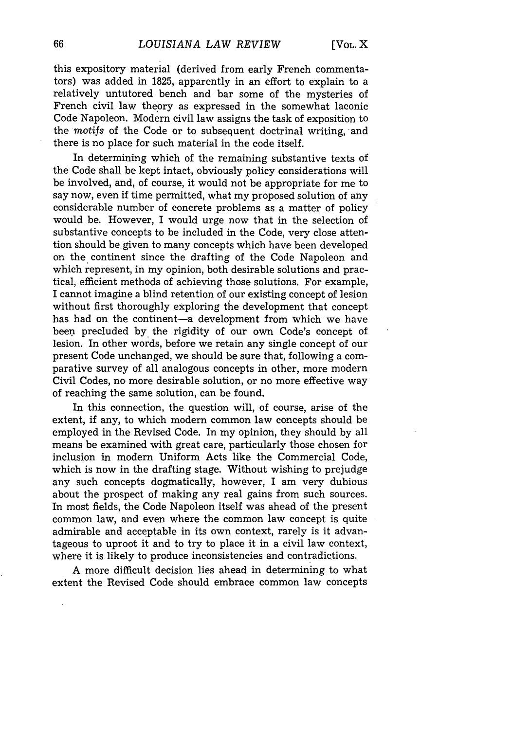this expository material (derived from early French commentators) was added in 1825, apparently in an effort to explain to a relatively untutored bench and bar some of the mysteries of French civil law theory as expressed in the somewhat laconic Code Napoleon. Modern civil law assigns the task of exposition to the *motifs* of the Code or to subsequent doctrinal writing, and there is no place for such material in the code itself.

In determining which of the remaining substantive texts of the Code shall be kept intact, obviously policy considerations will be involved, and, of course, it would not be appropriate for me to say now, even if time permitted, what my proposed solution of any considerable number of concrete problems as a matter of policy would be. However, I would urge now that in the selection of substantive concepts to be included in the Code, very close attention should be given to many concepts which have been developed on the continent since the drafting of the Code Napoleon and which represent, in my opinion, both desirable solutions and practical, efficient methods of achieving those solutions. For example, I cannot imagine a blind retention of our existing concept of lesion without first thoroughly exploring the development that concept has had on the continent—a development from which we have been precluded by the rigidity of our own Code's concept of lesion. In other words, before we retain any single concept of our present Code unchanged, we should be sure that, following a comparative survey of all analogous concepts in other, more modern Civil Codes, no more desirable solution, or no more effective way of reaching the same solution, can be found.

In this connection, the question will, of course, arise of the extent, if any, to which modern common law concepts should be employed in the Revised Code. In my opinion, they should by all means be examined with great care, particularly those chosen for inclusion in modern Uniform Acts like the Commercial Code, which is now in the drafting stage. Without wishing to prejudge any such concepts dogmatically, however, I am very dubious about the prospect of making any real gains from such sources. In most fields, the Code Napoleon itself was ahead of the present common law, and even where the common law concept is quite admirable and acceptable in its own context, rarely is it advantageous to uproot it and to try to place it in a civil law context, where it is likely to produce inconsistencies and contradictions.

A more difficult decision lies ahead in determining to what extent the Revised Code should embrace common law concepts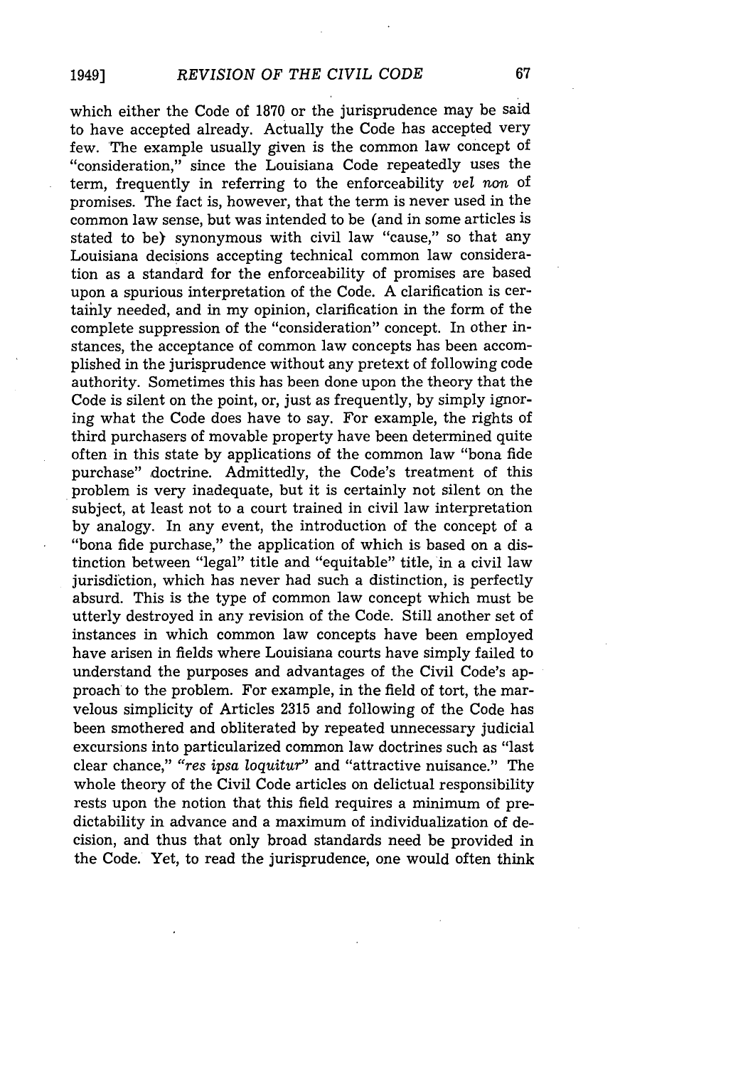which either the Code of 1870 or the jurisprudence may be said to have accepted already. Actually the Code has accepted very few. The example usually given is the common law concept of "consideration," since the Louisiana Code repeatedly uses the term, frequently in referring to the enforceability *vel non* of promises. The fact is, however, that the term is never used in the common law sense, but was intended to be (and in some articles is stated to be) synonymous with civil law "cause," so that any Louisiana decisions accepting technical common law consideration as a standard for the enforceability of promises are based upon a spurious interpretation of the Code. A clarification is certainly needed, and in my opinion, clarification in the form of the complete suppression of the "consideration" concept. In other instances, the acceptance of common law concepts has been accomplished in the jurisprudence without any pretext of following code authority. Sometimes this has been done upon the theory that the Code is silent on the point, or, just as frequently, by simply ignoring what the Code does have to say. For example, the rights of third purchasers of movable property have been determined quite often in this state by applications of the common law "bona fide purchase" doctrine. Admittedly, the Code's treatment of this problem is very inadequate, but it is certainly not silent on the subject, at least not to a court trained in civil law interpretation by analogy. In any event, the introduction of the concept of a "bona fide purchase," the application of which is based on a distinction between "legal" title and "equitable" title, in a civil law jurisdiction, which has never had such a distinction, is perfectly absurd. This is the type of common law concept which must be utterly destroyed in any revision of the Code. Still another set of instances in which common law concepts have been employed have arisen in fields where Louisiana courts have simply failed to understand the purposes and advantages of the Civil Code's approach to the problem. For example, in the field of tort, the marvelous simplicity of Articles 2315 and following of the Code has been smothered and obliterated by repeated unnecessary judicial excursions into particularized common law doctrines such as "last clear chance," *"res ipsa loquitur"* and "attractive nuisance." The whole theory of the Civil Code articles on delictual responsibility rests upon the notion that this field requires a minimum of predictability in advance and a maximum of individualization of decision, and thus that only broad standards need be provided in the Code. Yet, to read the jurisprudence, one would often think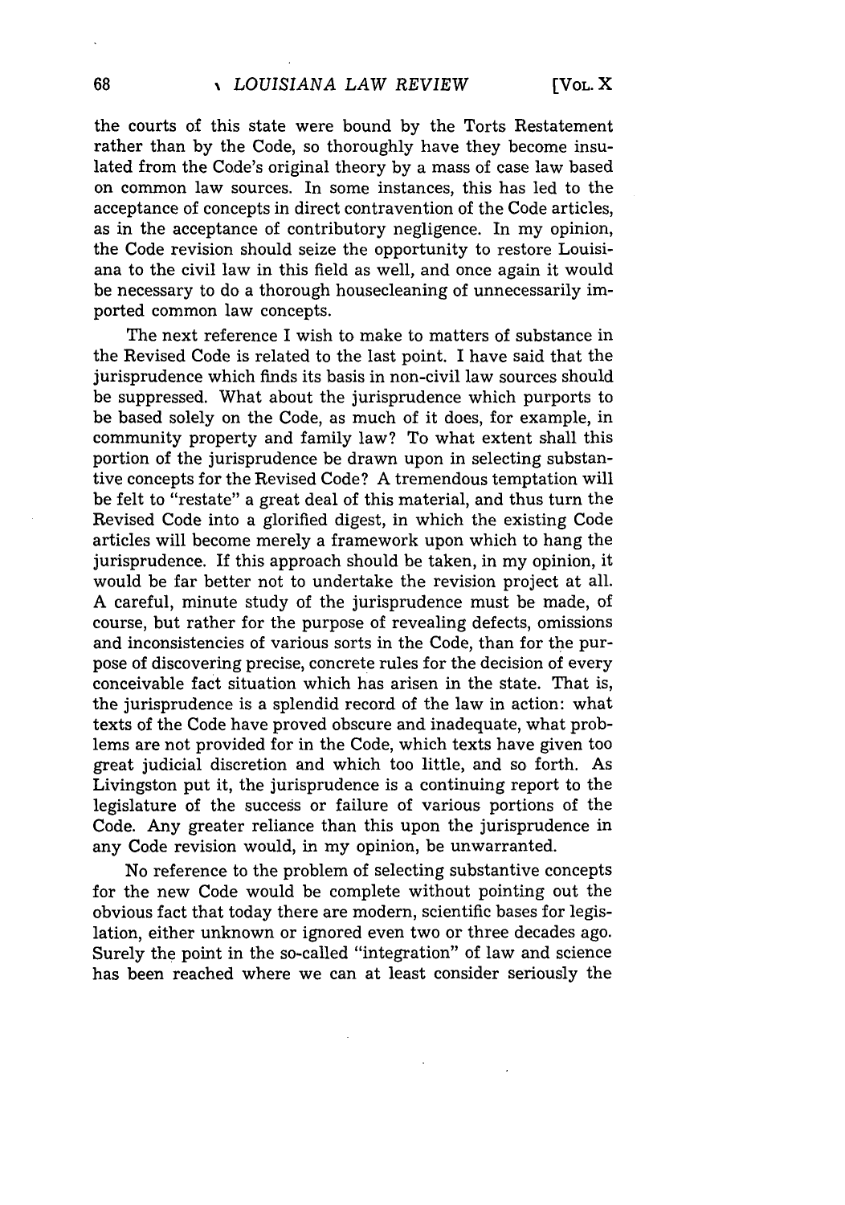the courts of this state were bound by the Torts Restatement rather than by the Code, so thoroughly have they become insulated from the Code's original theory by a mass of case law based on common law sources. In some instances, this has led to the acceptance of concepts in direct contravention of the Code articles, as in the acceptance of contributory negligence. In my opinion, the Code revision should seize the opportunity to restore Louisiana to the civil law in this field as well, and once again it would be necessary to do a thorough housecleaning of unnecessarily imported common law concepts.

The next reference I wish to make to matters of substance in the Revised Code is related to the last point. I have said that the jurisprudence which finds its basis in non-civil law sources should be suppressed. What about the jurisprudence which purports to be based solely on the Code, as much of it does, for example, in community property and family law? To what extent shall this portion of the jurisprudence be drawn upon in selecting substantive concepts for the Revised Code? A tremendous temptation will be felt to "restate" a great deal of this material, and thus turn the Revised Code into a glorified digest, in which the existing Code articles will become merely a framework upon which to hang the jurisprudence. If this approach should be taken, in my opinion, it would be far better not to undertake the revision project at all. A careful, minute study of the jurisprudence must be made, of course, but rather for the purpose of revealing defects, omissions and inconsistencies of various sorts in the Code, than for the purpose of discovering precise, concrete rules for the decision of every conceivable fact situation which has arisen in the state. That is, the jurisprudence is a splendid record of the law in action: what texts of the Code have proved obscure and inadequate, what problems are not provided for in the Code, which texts have given too great judicial discretion and which too little, and so forth. As Livingston put it, the jurisprudence is a continuing report to the legislature of the success or failure of various portions of the Code. Any greater reliance than this upon the jurisprudence in any Code revision would, in my opinion, be unwarranted.

No reference to the problem of selecting substantive concepts for the new Code would be complete without pointing out the obvious fact that today there are modern, scientific bases for legislation, either unknown or ignored even two or three decades ago. Surely the point in the so-called "integration" of law and science has been reached where we can at least consider seriously the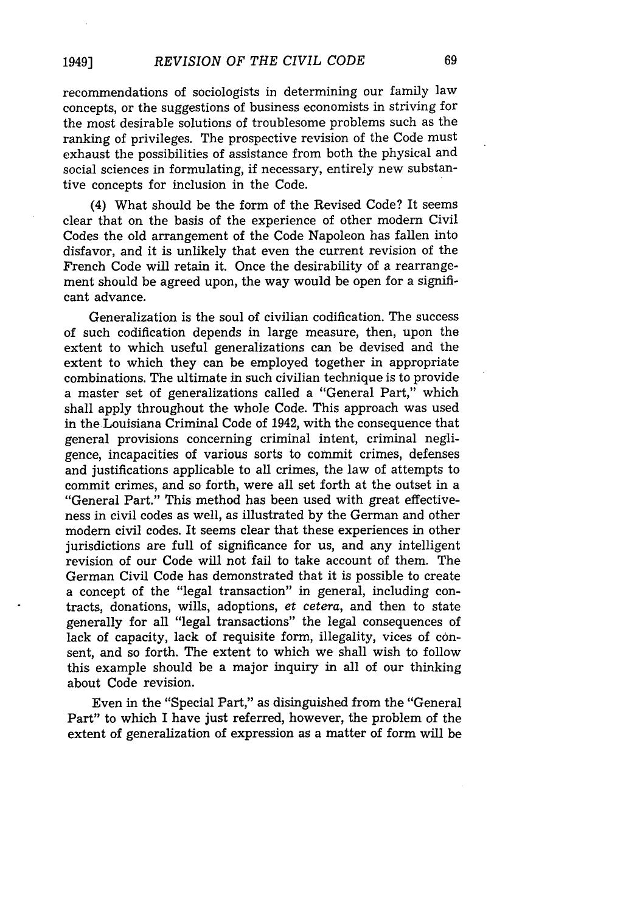recommendations of sociologists in determining our family law concepts, or the suggestions of business economists in striving for the most desirable solutions of troublesome problems such as the ranking of privileges. The prospective revision of the Code must exhaust the possibilities of assistance from both the physical and social sciences in formulating, if necessary, entirely new substantive concepts for inclusion in the Code.

(4) What should be the form of the Revised Code? It seems clear that on the basis of the experience of other modern Civil Codes the old arrangement of the Code Napoleon has fallen into disfavor, and it is unlikely that even the current revision of the French Code will retain it. Once the desirability of a rearrangement should be agreed upon, the way would be open for a significant advance.

Generalization is the soul of civilian codification. The success of such codification depends in large measure, then, upon the extent to which useful generalizations can be devised and the extent to which they can be employed together in appropriate combinations. The ultimate in such civilian technique is to provide a master set of generalizations called a "General Part," which shall apply throughout the whole Code. This approach was used in the Louisiana Criminal Code of 1942, with the consequence that general provisions concerning criminal intent, criminal negligence, incapacities of various sorts to commit crimes, defenses and justifications applicable to all crimes, the law of attempts to commit crimes, and so forth, were all set forth at the outset in a "General Part." This method has been used with great effectiveness in civil codes as well, as illustrated by the German and other modern civil codes. It seems clear that these experiences in other jurisdictions are full of significance for us, and any intelligent revision of our Code will not fail to take account of them. The German Civil Code has demonstrated that it is possible to create a concept of the "legal transaction" in general, including contracts, donations, wills, adoptions, *et cetera*, and then to state generally for all "legal transactions" the legal consequences of lack of capacity, lack of requisite form, illegality, vices of consent, and so forth. The extent to which we shall wish to follow this example should be a major inquiry in all of our thinking about Code revision.

Even in the "Special Part," as disinguished from the "General Part" to which I have just referred, however, the problem of the extent of generalization of expression as a matter of form will be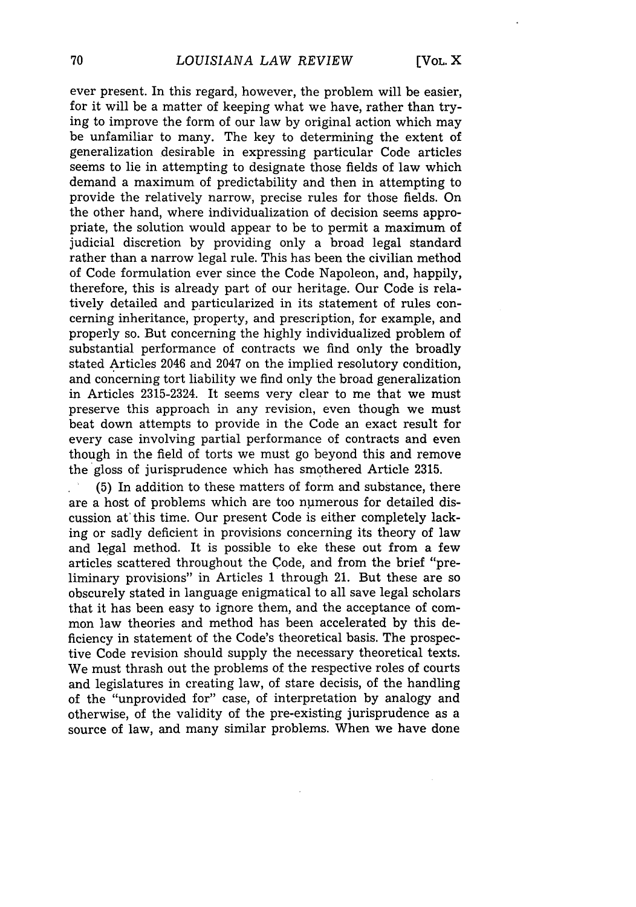ever present. In this regard, however, the problem will be easier, for it will be a matter of keeping what we have, rather than trying to improve the form of our law by original action which may be unfamiliar to many. The key to determining the extent of generalization desirable in expressing particular Code articles seems to lie in attempting to designate those fields of law which demand a maximum of predictability and then in attempting to provide the relatively narrow, precise rules for those fields. On the other hand, where individualization of decision seems appropriate, the solution would appear to be to permit a maximum of judicial discretion by providing only a broad legal standard rather than a narrow legal rule. This has been the civilian method of Code formulation ever since the Code Napoleon, and, happily, therefore, this is already part of our heritage. Our Code is relatively detailed and particularized in its statement of rules concerning inheritance, property, and prescription, for example, and properly so. But concerning the highly individualized problem of substantial performance of contracts we find only the broadly stated Articles 2046 and 2047 on the implied resolutory condition, and concerning tort liability we find only the broad generalization in Articles 2315-2324. It seems very clear to me that we must preserve this approach in any revision, even though we must beat down attempts to provide in the Code an exact result for every case involving partial performance of contracts and even though in the field of torts we must go beyond this and remove the gloss of jurisprudence which has smothered Article 2315.

(5) In addition to these matters of form and substance, there are a host of problems which are too numerous for detailed discussion at this time. Our present Code is either completely lacking or sadly deficient in provisions concerning its theory of law and legal method. It is possible to eke these out from a few articles scattered throughout the Code, and from the brief "preliminary provisions" in Articles 1 through 21. But these are so obscurely stated in language enigmatical to all save legal scholars that it has been easy to ignore them, and the acceptance of common law theories and method has been accelerated by this deficiency in statement of the Code's theoretical basis. The prospective Code revision should supply the necessary theoretical texts. We must thrash out the problems of the respective roles of courts and legislatures in creating law, of stare decisis, of the handling of the "unprovided for" case, of interpretation by analogy and otherwise, of the validity of the pre-existing jurisprudence as a source of law, and many similar problems. When we have done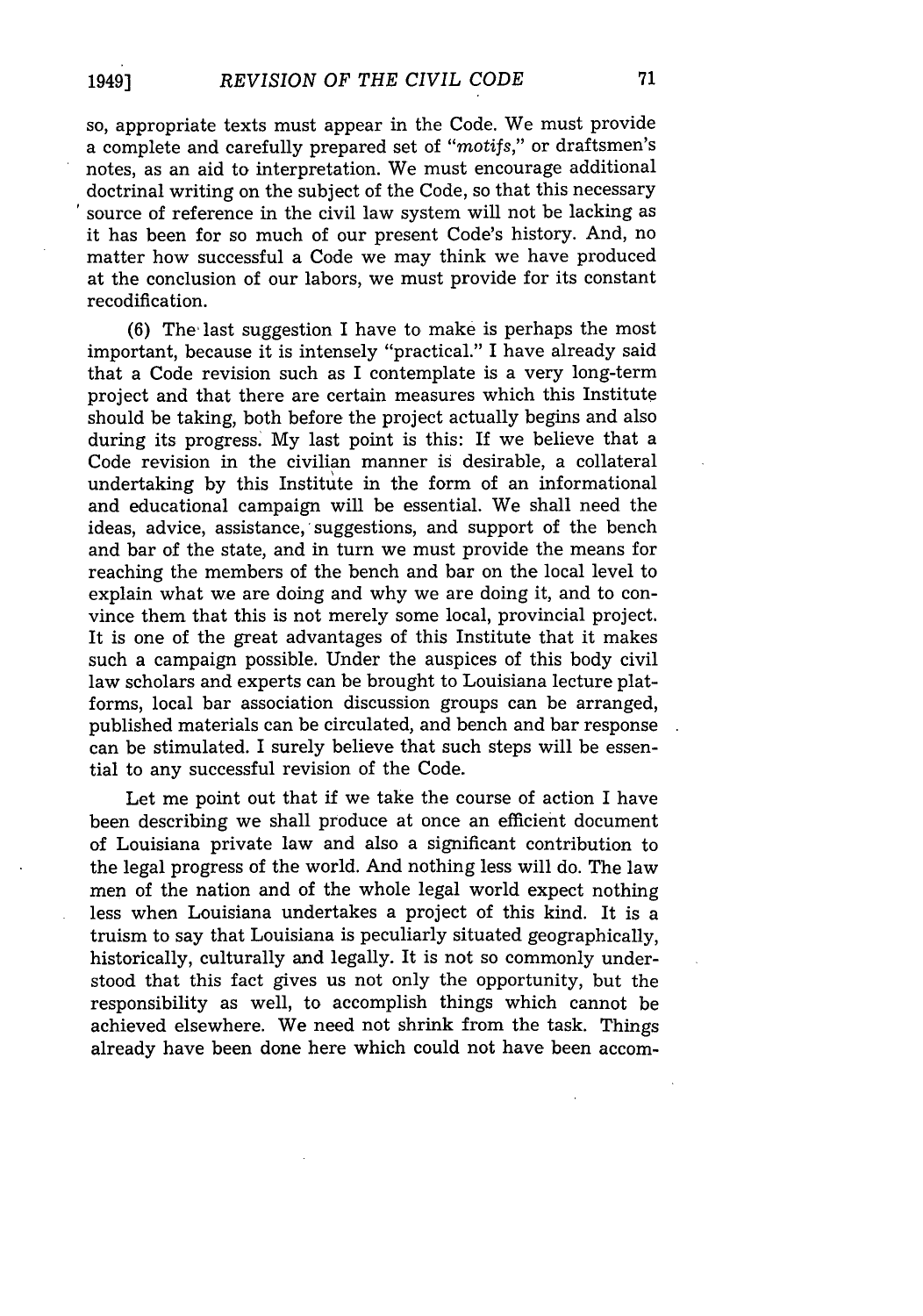so, appropriate texts must appear in the Code. We must provide a complete and carefully prepared set of "*motifs*," or draftsmen's notes, as an aid to interpretation. We must encourage additional doctrinal writing on the subject of the Code, so that this necessary source of reference in the civil law system will not be lacking as it has been for so much of our present Code's history. And, no matter how successful a Code we may think we have produced at the conclusion of our labors, we must provide for its constant recodification.

(6) The last suggestion I have to make is perhaps the most important, because it is intensely "practical." I have already said that a Code revision such as I contemplate is a very long-term project and that there are certain measures which this Institute should be taking, both before the project actually begins and also during its progress. My last point is this: If we believe that a Code revision in the civilian manner is desirable, a collateral undertaking by this Institute in the form of an informational and educational campaign will be essential. We shall need the ideas, advice, assistance, suggestions, and support of the bench and bar of the state, and in turn we must provide the means for reaching the members of the bench and bar on the local level to explain what we are doing and why we are doing it, and to convince them that this is not merely some local, provincial project. It is one of the great advantages of this Institute that it makes such a campaign possible. Under the auspices of this body civil law scholars and experts can be brought to Louisiana lecture platforms, local bar association discussion groups can be arranged, published materials can be circulated, and bench and bar response can be stimulated. I surely believe that such steps will be essential to any successful revision of the Code.

Let me point out that if we take the course of action I have been describing we shall produce at once an efficient document of Louisiana private law and also a significant contribution to the legal progress of the world. And nothing less will do. The law men of the nation and of the whole legal world expect nothing less when Louisiana undertakes a project of this kind. It is a truism to say that Louisiana is peculiarly situated geographically, historically, culturally and legally. It is not so commonly understood that this fact gives us not only the opportunity, but the responsibility as well, to accomplish things which cannot be achieved elsewhere. We need not shrink from the task. Things already have been done here which could not have been accom-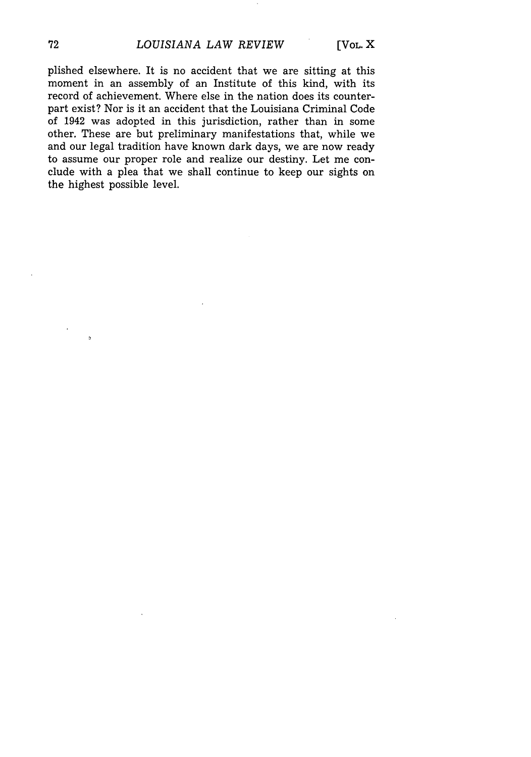plished elsewhere. It is no accident that we are sitting at this moment in an assembly of an Institute of this kind, with its record of achievement. Where else in the nation does its counterpart exist? Nor is it an accident that the Louisiana Criminal Code of 1942 was adopted in this jurisdiction, rather than in some other. These are but preliminary manifestations that, while we and our legal tradition have known dark days, we are now ready to assume our proper role and realize our destiny. Let me conclude with a plea that we shall continue to keep our sights on the highest possible level.